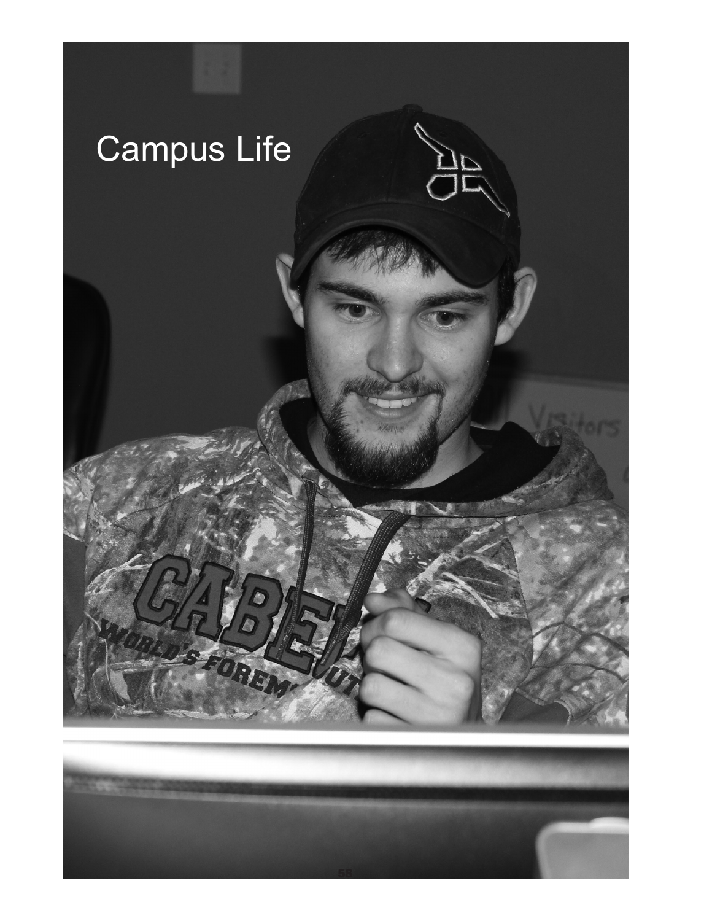# Campus Life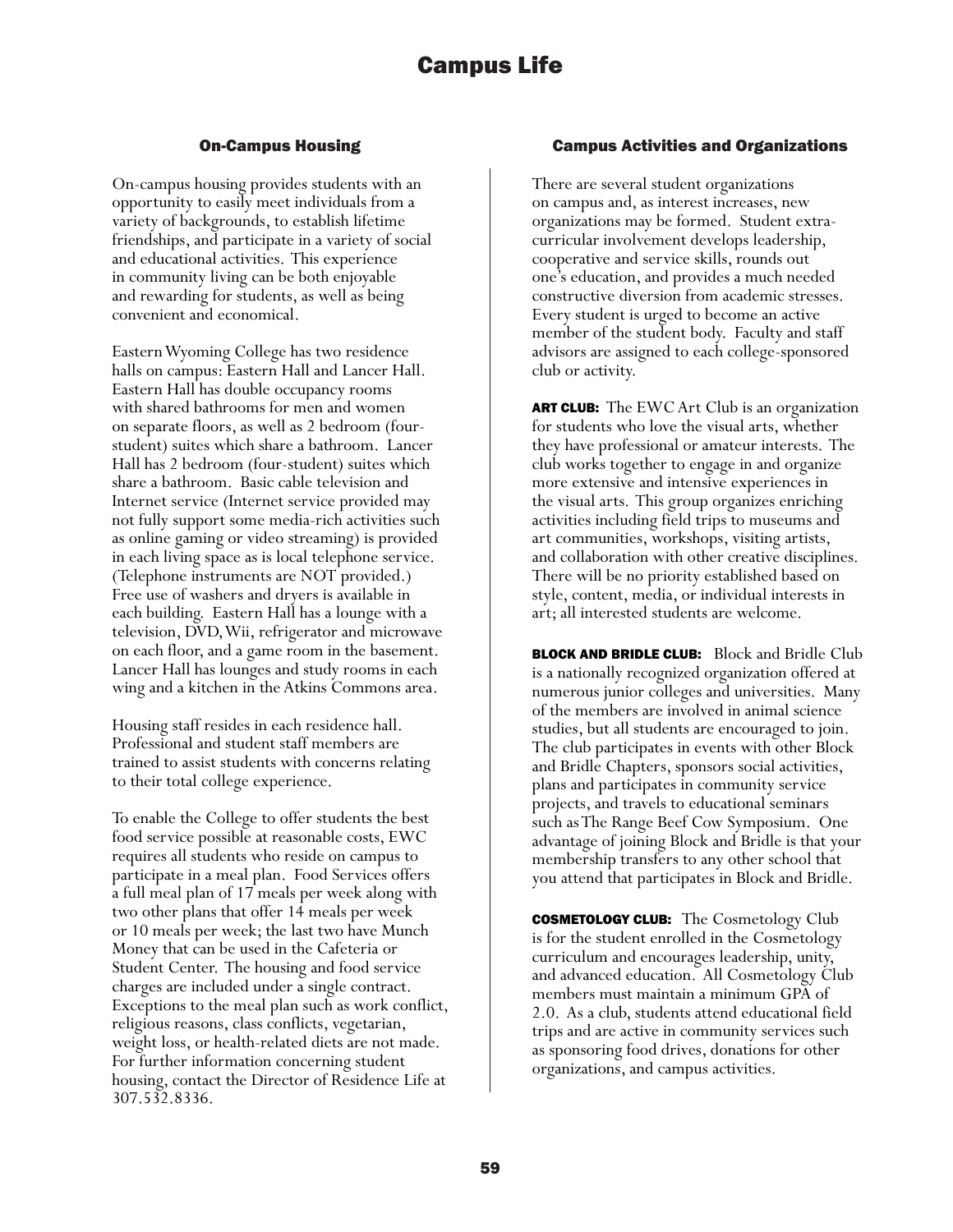# Campus Life

## On-Campus Housing

On-campus housing provides students with an opportunity to easily meet individuals from a variety of backgrounds, to establish lifetime friendships, and participate in a variety of social and educational activities. This experience in community living can be both enjoyable and rewarding for students, as well as being convenient and economical.

Eastern Wyoming College has two residence halls on campus: Eastern Hall and Lancer Hall. Eastern Hall has double occupancy rooms with shared bathrooms for men and women on separate floors, as well as 2 bedroom (four-student) suites which share a bathroom. Lancer Hall has 2 bedroom (four-student) suites which share a bathroom. Basic cable television and Internet service (Internet service provided may not fully support some media-rich activities such as online gaming or video streaming) is provided in each living space as is local telephone service. (Telephone instruments are NOT provided.) Free use of washers and dryers is available in each building. Eastern Hall has a lounge with a television, DVD, Wii, refrigerator and microwave on each floor, and a game room in the basement. Lancer Hall has lounges and study rooms in each wing and a kitchen in the Atkins Commons area.

Housing staff resides in each residence hall. Professional and student staff members are trained to assist students with concerns relating to their total college experience.

To enable the College to offer students the best food service possible at reasonable costs, EWC requires all students who reside on campus to participate in a meal plan. Food Services offers a full meal plan of 17 meals per week along with two other plans that offer 14 meals per week or 10 meals per week; the last two have Munch Money that can be used in the Cafeteria or Student Center. The housing and food service charges are included under a single contract. Exceptions to the meal plan such as work conflict, religious reasons, class conflicts, vegetarian, weight loss, or health-related diets are not made. For further information concerning student housing, contact the Director of Residence Life at 307.532.8336.

## Campus Activities and Organizations

There are several student organizations on campus and, as interest increases, new organizations may be formed. Student extra-curricular involvement develops leadership, cooperative and service skills, rounds out one's education, and provides a much needed constructive diversion from academic stresses. Every student is urged to become an active member of the student body. Faculty and staff advisors are assigned to each college-sponsored club or activity.

**ART CLUB:** The EWC Art Club is an organization for students who love the visual arts, whether they have professional or amateur interests. The club works together to engage in and organize more extensive and intensive experiences in the visual arts. This group organizes enriching activities including field trips to museums and art communities, workshops, visiting artists, and collaboration with other creative disciplines. There will be no priority established based on style, content, media, or individual interests in art; all interested students are welcome.

**BLOCK AND BRIDLE CLUB:** Block and Bridle Club is a nationally recognized organization offered at numerous junior colleges and universities. Many of the members are involved in animal science studies, but all students are encouraged to join. The club participates in events with other Block and Bridle Chapters, sponsors social activities, plans and participates in community service projects, and travels to educational seminars such as The Range Beef Cow Symposium. One advantage of joining Block and Bridle is that your membership transfers to any other school that you attend that participates in Block and Bridle.

**COSMETOLOGY CLUB:** The Cosmetology Club is for the student enrolled in the Cosmetology curriculum and encourages leadership, unity, and advanced education. All Cosmetology Club members must maintain a minimum GPA of 2.0. As a club, students attend educational field trips and are active in community services such as sponsoring food drives, donations for other organizations, and campus activities.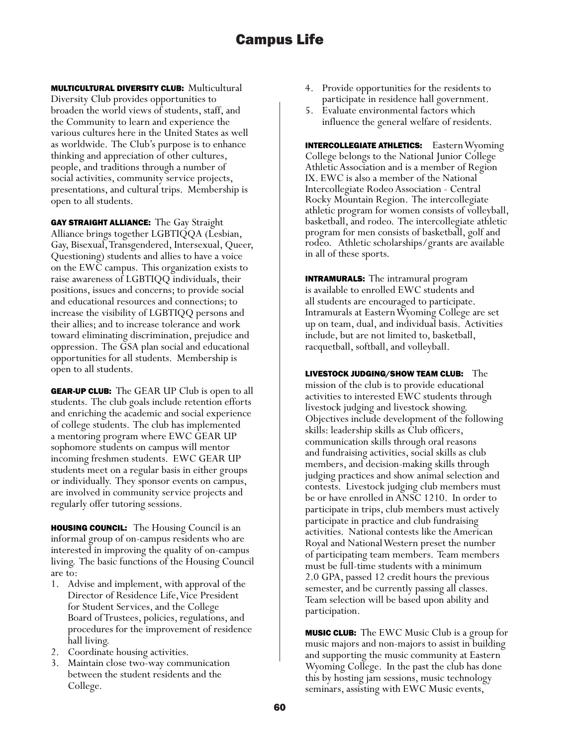**MULTICULTURAL DIVERSITY CLUB:** Multicultural Diversity Club provides opportunities to broaden the world views of students, staff, and the Community to learn and experience the various cultures here in the United States as well as worldwide. The Club's purpose is to enhance thinking and appreciation of other cultures, people, and traditions through a number of social activities, community service projects, presentations, and cultural trips. Membership is open to all students.

**GAY STRAIGHT ALLIANCE:** The Gay Straight Alliance brings together LGBTIQQA (Lesbian, Gay, Bisexual, Transgendered, Intersexual, Queer, Questioning) students and allies to have a voice on the EWC campus. This organization exists to raise awareness of LGBTIQQ individuals, their positions, issues and concerns; to provide social and educational resources and connections; to increase the visibility of LGBTIQQ persons and their allies; and to increase tolerance and work toward eliminating discrimination, prejudice and oppression. The GSA plan social and educational opportunities for all students. Membership is open to all students.

**GEAR-UP CLUB:** The GEAR UP Club is open to all students. The club goals include retention efforts and enriching the academic and social experience of college students. The club has implemented a mentoring program where EWC GEAR UP sophomore students on campus will mentor incoming freshmen students. EWC GEAR UP students meet on a regular basis in either groups or individually. They sponsor events on campus, are involved in community service projects and regularly offer tutoring sessions.

**HOUSING COUNCIL:** The Housing Council is an informal group of on-campus residents who are interested in improving the quality of on-campus living. The basic functions of the Housing Council are to:

1. Advise and implement, with approval of the Director of Residence Life, Vice President for Student Services, and the College Board of Trustees, policies, regulations, and procedures for the improvement of residence hall living.
2. Coordinate housing activities.
3. Maintain close two-way communication between the student residents and the College.
4. Provide opportunities for the residents to participate in residence hall government.
5. Evaluate environmental factors which influence the general welfare of residents.

**INTERCOLLEGIATE ATHLETICS:** Eastern Wyoming College belongs to the National Junior College Athletic Association and is a member of Region IX. EWC is also a member of the National Intercollegiate Rodeo Association - Central Rocky Mountain Region. The intercollegiate athletic program for women consists of volleyball, basketball, and rodeo. The intercollegiate athletic program for men consists of basketball, golf and rodeo. Athletic scholarships/grants are available in all of these sports.

**INTRAMURALS:** The intramural program is available to enrolled EWC students and all students are encouraged to participate. Intramurals at Eastern Wyoming College are set up on team, dual, and individual basis. Activities include, but are not limited to, basketball, racquetball, softball, and volleyball.

**LIVESTOCK JUDGING/SHOW TEAM CLUB:** The mission of the club is to provide educational activities to interested EWC students through livestock judging and livestock showing. Objectives include development of the following skills: leadership skills as Club officers, communication skills through oral reasons and fundraising activities, social skills as club members, and decision-making skills through judging practices and show animal selection and contests. Livestock judging club members must be or have enrolled in ANSC 1210. In order to participate in trips, club members must actively participate in practice and club fundraising activities. National contests like the American Royal and National Western preset the number of participating team members. Team members must be full-time students with a minimum 2.0 GPA, passed 12 credit hours the previous semester, and be currently passing all classes. Team selection will be based upon ability and participation.

**MUSIC CLUB:** The EWC Music Club is a group for music majors and non-majors to assist in building and supporting the music community at Eastern Wyoming College. In the past the club has done this by hosting jam sessions, music technology seminars, assisting with EWC Music events,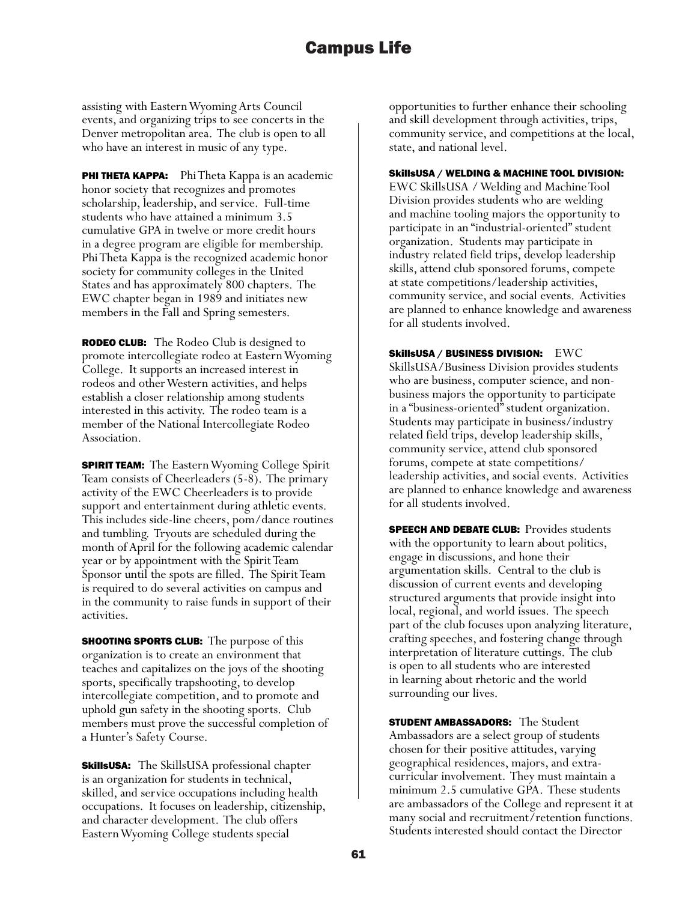assisting with Eastern Wyoming Arts Council events, and organizing trips to see concerts in the Denver metropolitan area. The club is open to all who have an interest in music of any type.

**PHI THETA KAPPA:** Phi Theta Kappa is an academic honor society that recognizes and promotes scholarship, leadership, and service. Full-time students who have attained a minimum 3.5 cumulative GPA in twelve or more credit hours in a degree program are eligible for membership. Phi Theta Kappa is the recognized academic honor society for community colleges in the United States and has approximately 800 chapters. The EWC chapter began in 1989 and initiates new members in the Fall and Spring semesters.

**RODEO CLUB:** The Rodeo Club is designed to promote intercollegiate rodeo at Eastern Wyoming College. It supports an increased interest in rodeos and other Western activities, and helps establish a closer relationship among students interested in this activity. The rodeo team is a member of the National Intercollegiate Rodeo Association.

**SPIRIT TEAM:** The Eastern Wyoming College Spirit Team consists of Cheerleaders (5-8). The primary activity of the EWC Cheerleaders is to provide support and entertainment during athletic events. This includes side-line cheers, pom/dance routines and tumbling. Tryouts are scheduled during the month of April for the following academic calendar year or by appointment with the Spirit Team Sponsor until the spots are filled. The Spirit Team is required to do several activities on campus and in the community to raise funds in support of their activities.

**SHOOTING SPORTS CLUB:** The purpose of this organization is to create an environment that teaches and capitalizes on the joys of the shooting sports, specifically trapshooting, to develop intercollegiate competition, and to promote and uphold gun safety in the shooting sports. Club members must prove the successful completion of a Hunter's Safety Course.

**SkillsUSA:** The SkillsUSA professional chapter is an organization for students in technical, skilled, and service occupations including health occupations. It focuses on leadership, citizenship, and character development. The club offers Eastern Wyoming College students special opportunities to further enhance their schooling and skill development through activities, trips, community service, and competitions at the local, state, and national level.

**SkillsUSA / WELDING & MACHINE TOOL DIVISION:** EWC SkillsUSA / Welding and Machine Tool Division provides students who are welding and machine tooling majors the opportunity to participate in an "industrial-oriented" student organization. Students may participate in industry related field trips, develop leadership skills, attend club sponsored forums, compete at state competitions/leadership activities, community service, and social events. Activities are planned to enhance knowledge and awareness for all students involved.

**SkillsUSA / BUSINESS DIVISION:** EWC SkillsUSA/Business Division provides students who are business, computer science, and non-business majors the opportunity to participate in a "business-oriented" student organization. Students may participate in business/industry related field trips, develop leadership skills, community service, attend club sponsored forums, compete at state competitions/ leadership activities, and social events. Activities are planned to enhance knowledge and awareness for all students involved.

**SPEECH AND DEBATE CLUB:** Provides students with the opportunity to learn about politics, engage in discussions, and hone their argumentation skills. Central to the club is discussion of current events and developing structured arguments that provide insight into local, regional, and world issues. The speech part of the club focuses upon analyzing literature, crafting speeches, and fostering change through interpretation of literature cuttings. The club is open to all students who are interested in learning about rhetoric and the world surrounding our lives.

**STUDENT AMBASSADORS:** The Student Ambassadors are a select group of students chosen for their positive attitudes, varying geographical residences, majors, and extra-curricular involvement. They must maintain a minimum 2.5 cumulative GPA. These students are ambassadors of the College and represent it at many social and recruitment/retention functions. Students interested should contact the Director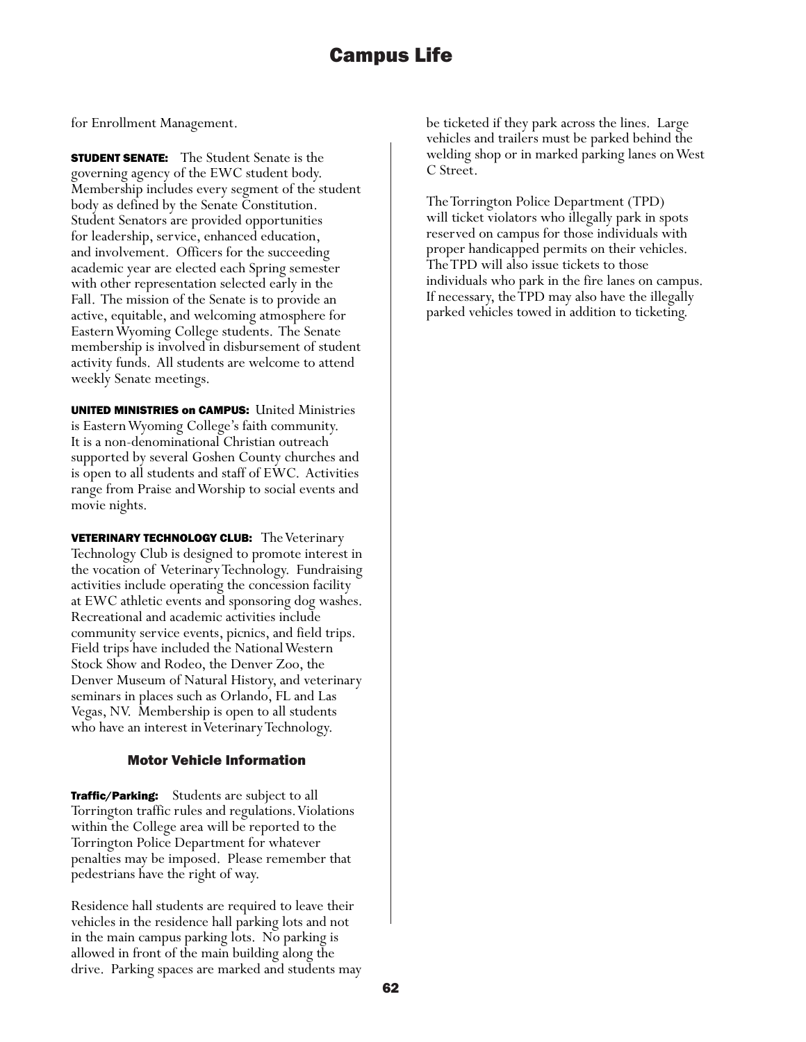for Enrollment Management.

**STUDENT SENATE:** The Student Senate is the governing agency of the EWC student body. Membership includes every segment of the student body as defined by the Senate Constitution. Student Senators are provided opportunities for leadership, service, enhanced education, and involvement. Officers for the succeeding academic year are elected each Spring semester with other representation selected early in the Fall. The mission of the Senate is to provide an active, equitable, and welcoming atmosphere for Eastern Wyoming College students. The Senate membership is involved in disbursement of student activity funds. All students are welcome to attend weekly Senate meetings.

**UNITED MINISTRIES on CAMPUS:** United Ministries is Eastern Wyoming College's faith community. It is a non-denominational Christian outreach supported by several Goshen County churches and is open to all students and staff of EWC. Activities range from Praise and Worship to social events and movie nights.

**VETERINARY TECHNOLOGY CLUB:** The Veterinary Technology Club is designed to promote interest in the vocation of Veterinary Technology. Fundraising activities include operating the concession facility at EWC athletic events and sponsoring dog washes. Recreational and academic activities include community service events, picnics, and field trips. Field trips have included the National Western Stock Show and Rodeo, the Denver Zoo, the Denver Museum of Natural History, and veterinary seminars in places such as Orlando, FL and Las Vegas, NV. Membership is open to all students who have an interest in Veterinary Technology.

## Motor Vehicle Information

**Traffic/Parking:** Students are subject to all Torrington traffic rules and regulations. Violations within the College area will be reported to the Torrington Police Department for whatever penalties may be imposed. Please remember that pedestrians have the right of way.

Residence hall students are required to leave their vehicles in the residence hall parking lots and not in the main campus parking lots. No parking is allowed in front of the main building along the drive. Parking spaces are marked and students may be ticketed if they park across the lines. Large vehicles and trailers must be parked behind the welding shop or in marked parking lanes on West C Street.

The Torrington Police Department (TPD) will ticket violators who illegally park in spots reserved on campus for those individuals with proper handicapped permits on their vehicles. The TPD will also issue tickets to those individuals who park in the fire lanes on campus. If necessary, the TPD may also have the illegally parked vehicles towed in addition to ticketing.